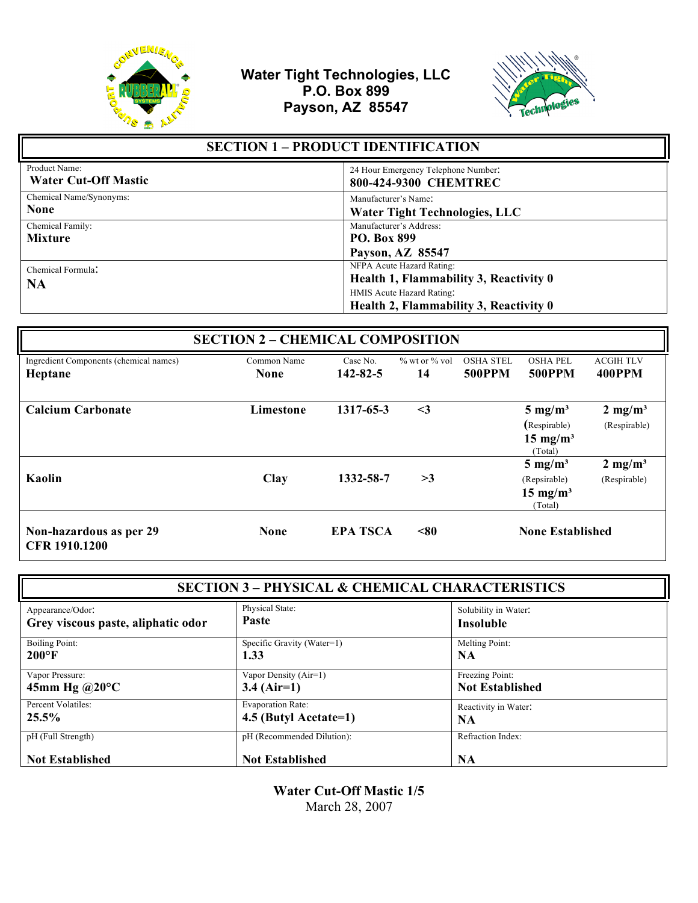# Water Tight Technologies, LLC
**P.O. Box 899**
**Payson, AZ 85547**

## SECTION 1 – PRODUCT IDENTIFICATION

| | |
|---|---|
| Product Name:<br>**Water Cut-Off Mastic** | 24 Hour Emergency Telephone Number:<br>**800-424-9300 CHEMTREC** |
| Chemical Name/Synonyms:<br>**None** | Manufacturer's Name:<br>**Water Tight Technologies, LLC** |
| Chemical Family:<br>**Mixture** | Manufacturer's Address:<br>**PO. Box 899**<br>**Payson, AZ 85547** |
| Chemical Formula:<br>**NA** | NFPA Acute Hazard Rating:<br>**Health 1, Flammability 3, Reactivity 0**<br>HMIS Acute Hazard Rating:<br>**Health 2, Flammability 3, Reactivity 0** |

## SECTION 2 – CHEMICAL COMPOSITION

| Ingredient Components (chemical names) | Common Name | Case No. | % wt or % vol | OSHA STEL | OSHA PEL | ACGIH TLV |
|---|---|---|---|---|---|---|
| **Heptane** | **None** | **142-82-5** | **14** | **500PPM** | **500PPM** | **400PPM** |
| **Calcium Carbonate** | **Limestone** | **1317-65-3** | **<3** | | **5 mg/m³** (Respirable)<br>**15 mg/m³** (Total) | **2 mg/m³** (Respirable) |
| **Kaolin** | **Clay** | **1332-58-7** | **>3** | | **5 mg/m³** (Repsirable)<br>**15 mg/m³** (Total) | **2 mg/m³** (Respirable) |
| **Non-hazardous as per 29 CFR 1910.1200** | **None** | **EPA TSCA** | **<80** | | **None Established** | |

## SECTION 3 – PHYSICAL & CHEMICAL CHARACTERISTICS

| | | |
|---|---|---|
| Appearance/Odor:<br>**Grey viscous paste, aliphatic odor** | Physical State:<br>**Paste** | Solubility in Water:<br>**Insoluble** |
| Boiling Point:<br>**200°F** | Specific Gravity (Water=1)<br>**1.33** | Melting Point:<br>**NA** |
| Vapor Pressure:<br>**45mm Hg @20°C** | Vapor Density (Air=1)<br>**3.4 (Air=1)** | Freezing Point:<br>**Not Established** |
| Percent Volatiles:<br>**25.5%** | Evaporation Rate:<br>**4.5 (Butyl Acetate=1)** | Reactivity in Water:<br>**NA** |
| pH (Full Strength)<br>**Not Established** | pH (Recommended Dilution):<br>**Not Established** | Refraction Index:<br>**NA** |

March 28, 2007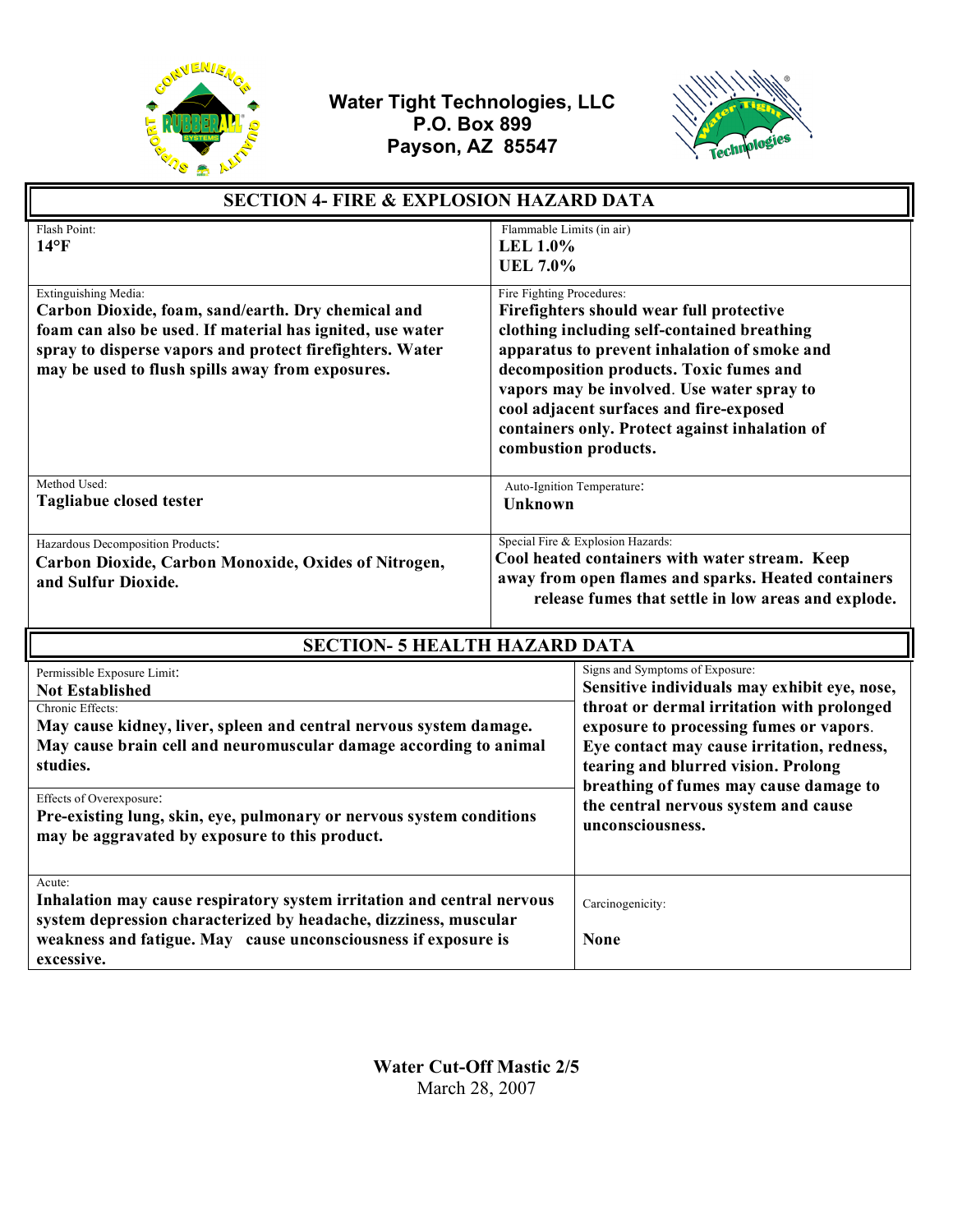**Water Tight Technologies, LLC**
**P.O. Box 899**
**Payson, AZ 85547**

## SECTION 4- FIRE & EXPLOSION HAZARD DATA

| Field | Data | Field | Data |
|---|---|---|---|
| Flash Point: | **14°F** | Flammable Limits (in air) | **LEL 1.0%** **UEL 7.0%** |
| Extinguishing Media: | **Carbon Dioxide, foam, sand/earth. Dry chemical and foam can also be used. If material has ignited, use water spray to disperse vapors and protect firefighters. Water may be used to flush spills away from exposures.** | Fire Fighting Procedures: | **Firefighters should wear full protective clothing including self-contained breathing apparatus to prevent inhalation of smoke and decomposition products. Toxic fumes and vapors may be involved. Use water spray to cool adjacent surfaces and fire-exposed containers only. Protect against inhalation of combustion products.** |
| Method Used: | **Tagliabue closed tester** | Auto-Ignition Temperature: | **Unknown** |
| Hazardous Decomposition Products: | **Carbon Dioxide, Carbon Monoxide, Oxides of Nitrogen, and Sulfur Dioxide.** | Special Fire & Explosion Hazards: | **Cool heated containers with water stream. Keep away from open flames and sparks. Heated containers release fumes that settle in low areas and explode.** |

## SECTION- 5 HEALTH HAZARD DATA

| Field | Data | Field | Data |
|---|---|---|---|
| Permissible Exposure Limit: | **Not Established** | Signs and Symptoms of Exposure: | **Sensitive individuals may exhibit eye, nose, throat or dermal irritation with prolonged exposure to processing fumes or vapors. Eye contact may cause irritation, redness, tearing and blurred vision. Prolong breathing of fumes may cause damage to the central nervous system and cause unconsciousness.** |
| Chronic Effects: | **May cause kidney, liver, spleen and central nervous system damage. May cause brain cell and neuromuscular damage according to animal studies.** | | |
| Effects of Overexposure: | **Pre-existing lung, skin, eye, pulmonary or nervous system conditions may be aggravated by exposure to this product.** | | |
| Acute: | **Inhalation may cause respiratory system irritation and central nervous system depression characterized by headache, dizziness, muscular weakness and fatigue. May cause unconsciousness if exposure is excessive.** | Carcinogenicity: | **None** |

**Water Cut-Off Mastic 2/5**
March 28, 2007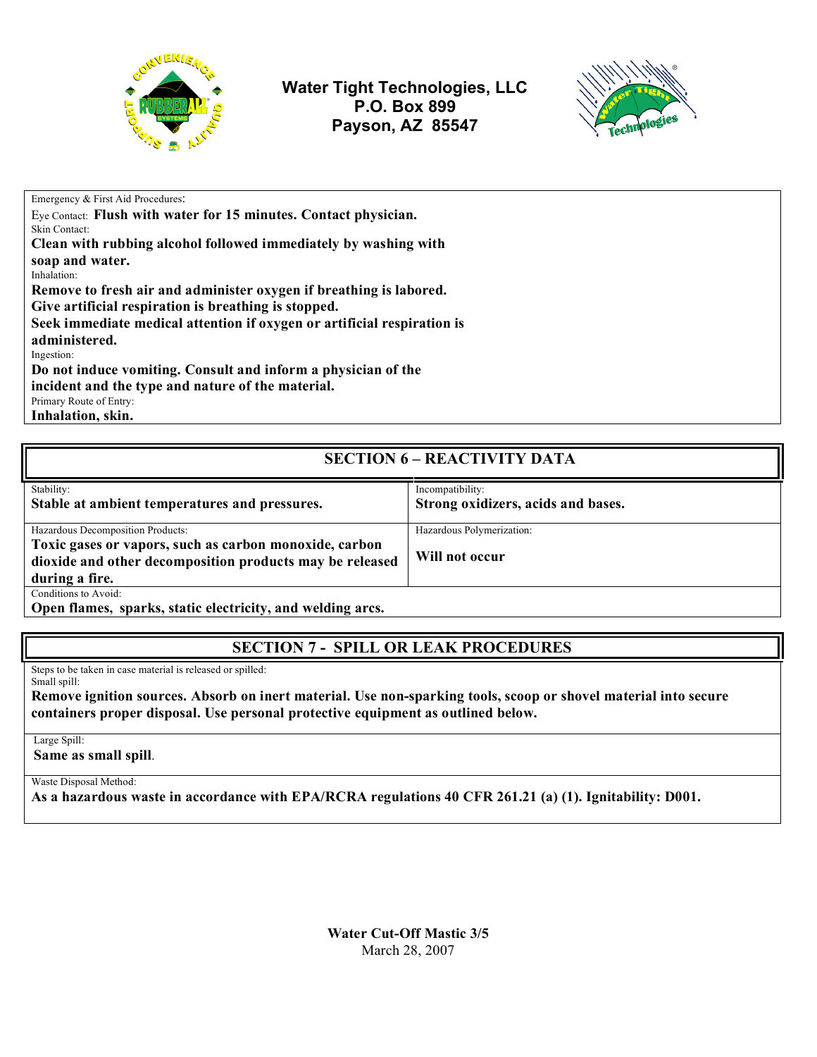Emergency & First Aid Procedures:

Eye Contact: **Flush with water for 15 minutes. Contact physician.**

Skin Contact:

**Clean with rubbing alcohol followed immediately by washing with soap and water.**

Inhalation:

**Remove to fresh air and administer oxygen if breathing is labored. Give artificial respiration is breathing is stopped. Seek immediate medical attention if oxygen or artificial respiration is administered.**

Ingestion:

**Do not induce vomiting. Consult and inform a physician of the incident and the type and nature of the material.**

Primary Route of Entry:

**Inhalation, skin.**

## SECTION 6 – REACTIVITY DATA

| Stability: | Incompatibility: |
|---|---|
| **Stable at ambient temperatures and pressures.** | **Strong oxidizers, acids and bases.** |

| Hazardous Decomposition Products: | Hazardous Polymerization: |
|---|---|
| **Toxic gases or vapors, such as carbon monoxide, carbon dioxide and other decomposition products may be released during a fire.** | **Will not occur** |

Conditions to Avoid:

**Open flames, sparks, static electricity, and welding arcs.**

## SECTION 7 - SPILL OR LEAK PROCEDURES

Steps to be taken in case material is released or spilled:

Small spill:

**Remove ignition sources. Absorb on inert material. Use non-sparking tools, scoop or shovel material into secure containers proper disposal. Use personal protective equipment as outlined below.**

Large Spill:

**Same as small spill**.

Waste Disposal Method:

**As a hazardous waste in accordance with EPA/RCRA regulations 40 CFR 261.21 (a) (1). Ignitability: D001.**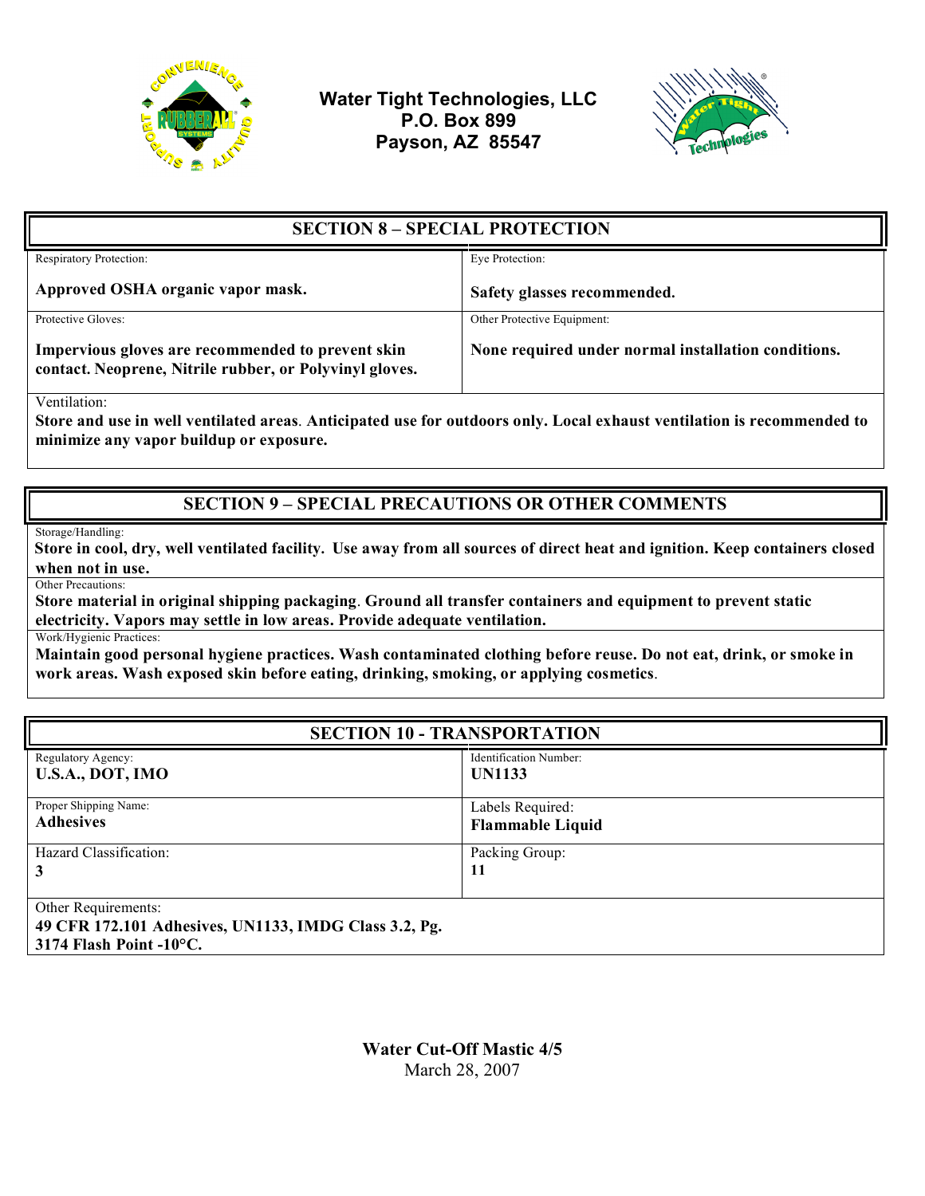**Water Tight Technologies, LLC**
**P.O. Box 899**
**Payson, AZ 85547**

## SECTION 8 – SPECIAL PROTECTION

| Respiratory Protection: | Eye Protection: |
|---|---|
| **Approved OSHA organic vapor mask.** | **Safety glasses recommended.** |
| Protective Gloves: | Other Protective Equipment: |
| **Impervious gloves are recommended to prevent skin contact. Neoprene, Nitrile rubber, or Polyvinyl gloves.** | **None required under normal installation conditions.** |

Ventilation:
**Store and use in well ventilated areas. Anticipated use for outdoors only. Local exhaust ventilation is recommended to minimize any vapor buildup or exposure.**

## SECTION 9 – SPECIAL PRECAUTIONS OR OTHER COMMENTS

Storage/Handling:
**Store in cool, dry, well ventilated facility. Use away from all sources of direct heat and ignition. Keep containers closed when not in use.**

Other Precautions:
**Store material in original shipping packaging. Ground all transfer containers and equipment to prevent static electricity. Vapors may settle in low areas. Provide adequate ventilation.**

Work/Hygienic Practices:
**Maintain good personal hygiene practices. Wash contaminated clothing before reuse. Do not eat, drink, or smoke in work areas. Wash exposed skin before eating, drinking, smoking, or applying cosmetics.**

## SECTION 10 - TRANSPORTATION

| Regulatory Agency: | Identification Number: |
|---|---|
| **U.S.A., DOT, IMO** | **UN1133** |
| Proper Shipping Name: | Labels Required: |
| **Adhesives** | **Flammable Liquid** |
| Hazard Classification: | Packing Group: |
| **3** | **11** |

Other Requirements:
**49 CFR 172.101 Adhesives, UN1133, IMDG Class 3.2, Pg. 3174 Flash Point -10°C.**

**Water Cut-Off Mastic**
March 28, 2007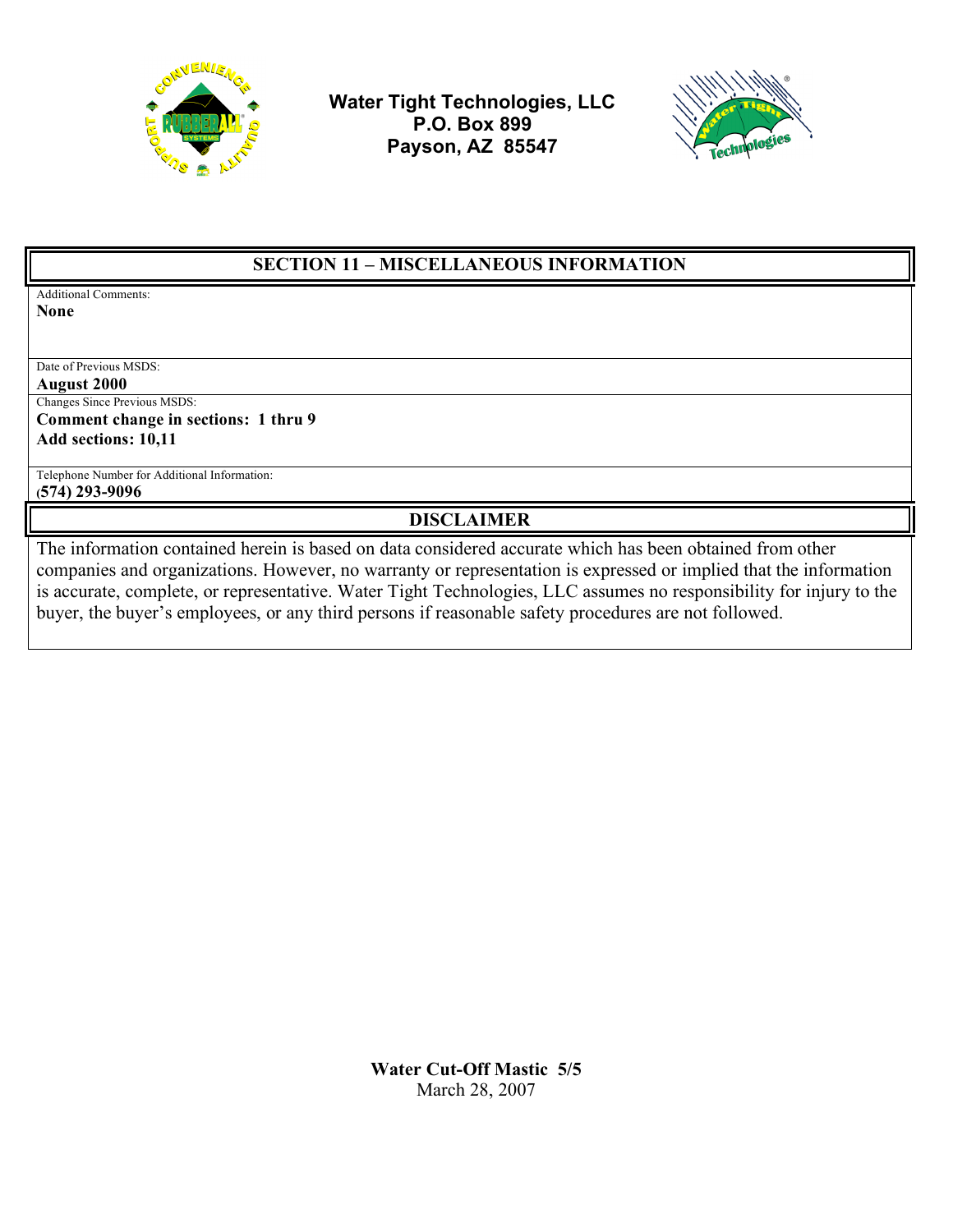**Water Tight Technologies, LLC**
**P.O. Box 899**
**Payson, AZ 85547**

## SECTION 11 – MISCELLANEOUS INFORMATION

Additional Comments:
**None**

Date of Previous MSDS:
**August 2000**

Changes Since Previous MSDS:
**Comment change in sections: 1 thru 9**
**Add sections: 10,11**

Telephone Number for Additional Information:
**(574) 293-9096**

## DISCLAIMER

The information contained herein is based on data considered accurate which has been obtained from other companies and organizations. However, no warranty or representation is expressed or implied that the information is accurate, complete, or representative. Water Tight Technologies, LLC assumes no responsibility for injury to the buyer, the buyer's employees, or any third persons if reasonable safety procedures are not followed.